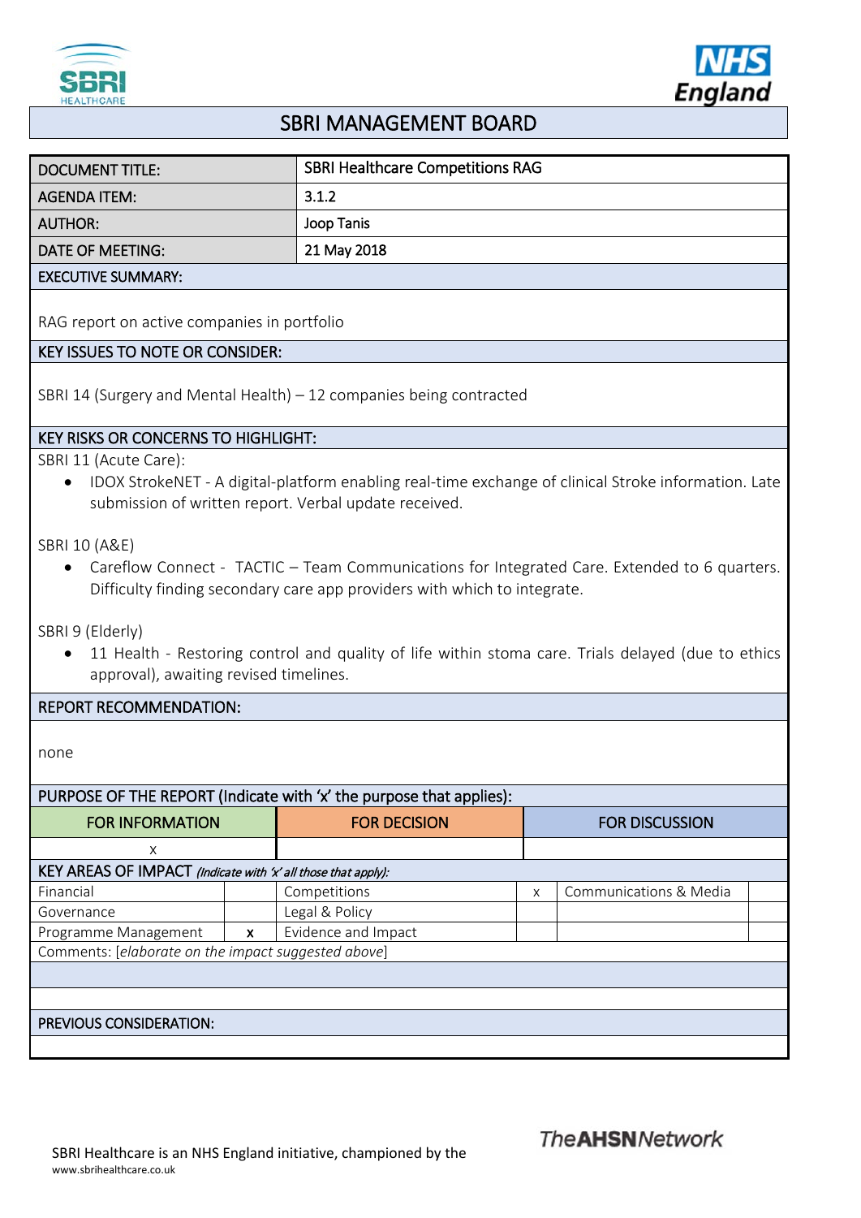# SBRI MANAGEMENT BOARD

| DOCUMENT TITLE: | SBRI Healthcare Competitions RAG |
|---|---|
| AGENDA ITEM: | 3.1.2 |
| AUTHOR: | Joop Tanis |
| DATE OF MEETING: | 21 May 2018 |

**EXECUTIVE SUMMARY:**

RAG report on active companies in portfolio

**KEY ISSUES TO NOTE OR CONSIDER:**

SBRI 14 (Surgery and Mental Health) – 12 companies being contracted

**KEY RISKS OR CONCERNS TO HIGHLIGHT:**

SBRI 11 (Acute Care):

- IDOX StrokeNET - A digital-platform enabling real-time exchange of clinical Stroke information. Late submission of written report. Verbal update received.

SBRI 10 (A&E)

- Careflow Connect - TACTIC – Team Communications for Integrated Care. Extended to 6 quarters. Difficulty finding secondary care app providers with which to integrate.

SBRI 9 (Elderly)

- 11 Health - Restoring control and quality of life within stoma care. Trials delayed (due to ethics approval), awaiting revised timelines.

**REPORT RECOMMENDATION:**

none

**PURPOSE OF THE REPORT (Indicate with 'x' the purpose that applies):**

| FOR INFORMATION | FOR DECISION | FOR DISCUSSION |
|---|---|---|
| x | | |

**KEY AREAS OF IMPACT** *(Indicate with 'x' all those that apply):*

| | | | | | |
|---|---|---|---|---|---|
| Financial | | Competitions | x | Communications & Media | |
| Governance | | Legal & Policy | | | |
| Programme Management | x | Evidence and Impact | | | |

Comments: [*elaborate on the impact suggested above*]

**PREVIOUS CONSIDERATION:**

SBRI Healthcare is an NHS England initiative, championed by the TheAHSNNetwork
www.sbrihealthcare.co.uk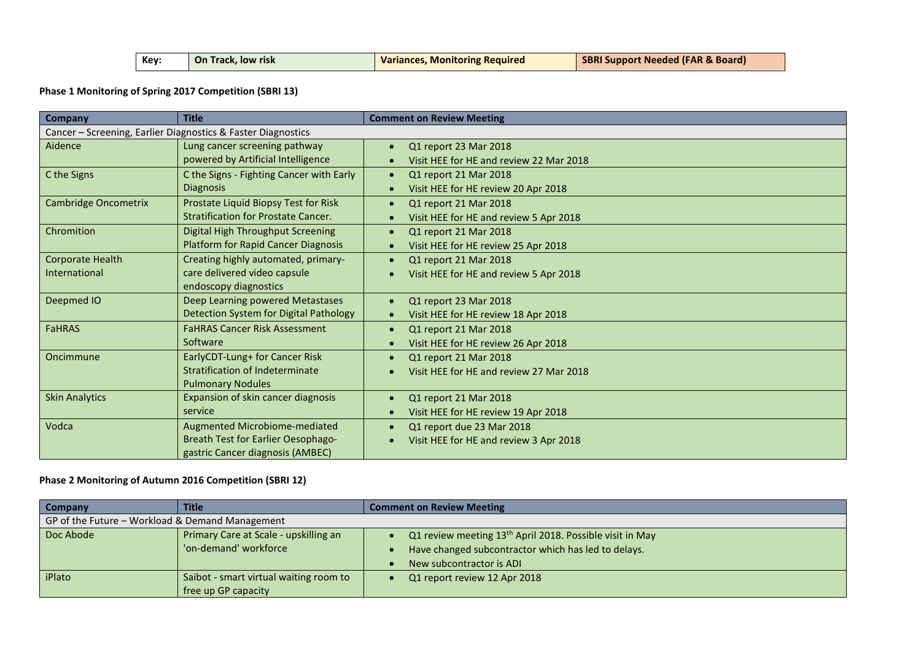| Key: | On Track, low risk | Variances, Monitoring Required | SBRI Support Needed (FAR & Board) |
|---|---|---|---|

**Phase 1 Monitoring of Spring 2017 Competition (SBRI 13)**

| Company | Title | Comment on Review Meeting |
|---|---|---|
| Cancer – Screening, Earlier Diagnostics & Faster Diagnostics | | |
| Aidence | Lung cancer screening pathway powered by Artificial Intelligence | • Q1 report 23 Mar 2018<br>• Visit HEE for HE and review 22 Mar 2018 |
| C the Signs | C the Signs - Fighting Cancer with Early Diagnosis | • Q1 report 21 Mar 2018<br>• Visit HEE for HE review 20 Apr 2018 |
| Cambridge Oncometrix | Prostate Liquid Biopsy Test for Risk Stratification for Prostate Cancer. | • Q1 report 21 Mar 2018<br>• Visit HEE for HE and review 5 Apr 2018 |
| Chromition | Digital High Throughput Screening Platform for Rapid Cancer Diagnosis | • Q1 report 21 Mar 2018<br>• Visit HEE for HE review 25 Apr 2018 |
| Corporate Health International | Creating highly automated, primary-care delivered video capsule endoscopy diagnostics | • Q1 report 21 Mar 2018<br>• Visit HEE for HE and review 5 Apr 2018 |
| Deepmed IO | Deep Learning powered Metastases Detection System for Digital Pathology | • Q1 report 23 Mar 2018<br>• Visit HEE for HE review 18 Apr 2018 |
| FaHRAS | FaHRAS Cancer Risk Assessment Software | • Q1 report 21 Mar 2018<br>• Visit HEE for HE review 26 Apr 2018 |
| Oncimmune | EarlyCDT-Lung+ for Cancer Risk Stratification of Indeterminate Pulmonary Nodules | • Q1 report 21 Mar 2018<br>• Visit HEE for HE and review 27 Mar 2018 |
| Skin Analytics | Expansion of skin cancer diagnosis service | • Q1 report 21 Mar 2018<br>• Visit HEE for HE review 19 Apr 2018 |
| Vodca | Augmented Microbiome-mediated Breath Test for Earlier Oesophago-gastric Cancer diagnosis (AMBEC) | • Q1 report due 23 Mar 2018<br>• Visit HEE for HE and review 3 Apr 2018 |

**Phase 2 Monitoring of Autumn 2016 Competition (SBRI 12)**

| Company | Title | Comment on Review Meeting |
|---|---|---|
| GP of the Future – Workload & Demand Management | | |
| Doc Abode | Primary Care at Scale - upskilling an 'on-demand' workforce | • Q1 review meeting 13th April 2018. Possible visit in May<br>• Have changed subcontractor which has led to delays.<br>• New subcontractor is ADI |
| iPlato | Saibot - smart virtual waiting room to free up GP capacity | • Q1 report review 12 Apr 2018 |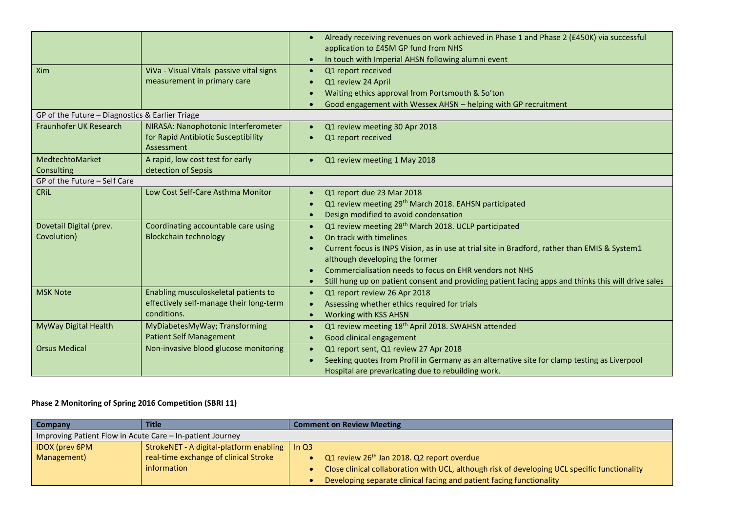| | | |
|---|---|---|
| | | • Already receiving revenues on work achieved in Phase 1 and Phase 2 (£450K) via successful application to £45M GP fund from NHS<br>• In touch with Imperial AHSN following alumni event |
| Xim | ViVa - Visual Vitals passive vital signs measurement in primary care | • Q1 report received<br>• Q1 review 24 April<br>• Waiting ethics approval from Portsmouth & So'ton<br>• Good engagement with Wessex AHSN – helping with GP recruitment |
| GP of the Future – Diagnostics & Earlier Triage | | |
| Fraunhofer UK Research | NIRASA: Nanophotonic Interferometer for Rapid Antibiotic Susceptibility Assessment | • Q1 review meeting 30 Apr 2018<br>• Q1 report received |
| MedtechtoMarket Consulting | A rapid, low cost test for early detection of Sepsis | • Q1 review meeting 1 May 2018 |
| GP of the Future – Self Care | | |
| CRiL | Low Cost Self-Care Asthma Monitor | • Q1 report due 23 Mar 2018<br>• Q1 review meeting 29th March 2018. EAHSN participated<br>• Design modified to avoid condensation |
| Dovetail Digital (prev. Covolution) | Coordinating accountable care using Blockchain technology | • Q1 review meeting 28th March 2018. UCLP participated<br>• On track with timelines<br>• Current focus is INPS Vision, as in use at trial site in Bradford, rather than EMIS & System1 although developing the former<br>• Commercialisation needs to focus on EHR vendors not NHS<br>• Still hung up on patient consent and providing patient facing apps and thinks this will drive sales |
| MSK Note | Enabling musculoskeletal patients to effectively self-manage their long-term conditions. | • Q1 report review 26 Apr 2018<br>• Assessing whether ethics required for trials<br>• Working with KSS AHSN |
| MyWay Digital Health | MyDiabetesMyWay; Transforming Patient Self Management | • Q1 review meeting 18th April 2018. SWAHSN attended<br>• Good clinical engagement |
| Orsus Medical | Non-invasive blood glucose monitoring | • Q1 report sent, Q1 review 27 Apr 2018<br>• Seeking quotes from Profil in Germany as an alternative site for clamp testing as Liverpool Hospital are prevaricating due to rebuilding work. |

**Phase 2 Monitoring of Spring 2016 Competition (SBRI 11)**

| Company | Title | Comment on Review Meeting |
|---|---|---|
| Improving Patient Flow in Acute Care – In-patient Journey | | |
| IDOX (prev 6PM Management) | StrokeNET - A digital-platform enabling real-time exchange of clinical Stroke information | In Q3<br>• Q1 review 26th Jan 2018. Q2 report overdue<br>• Close clinical collaboration with UCL, although risk of developing UCL specific functionality<br>• Developing separate clinical facing and patient facing functionality |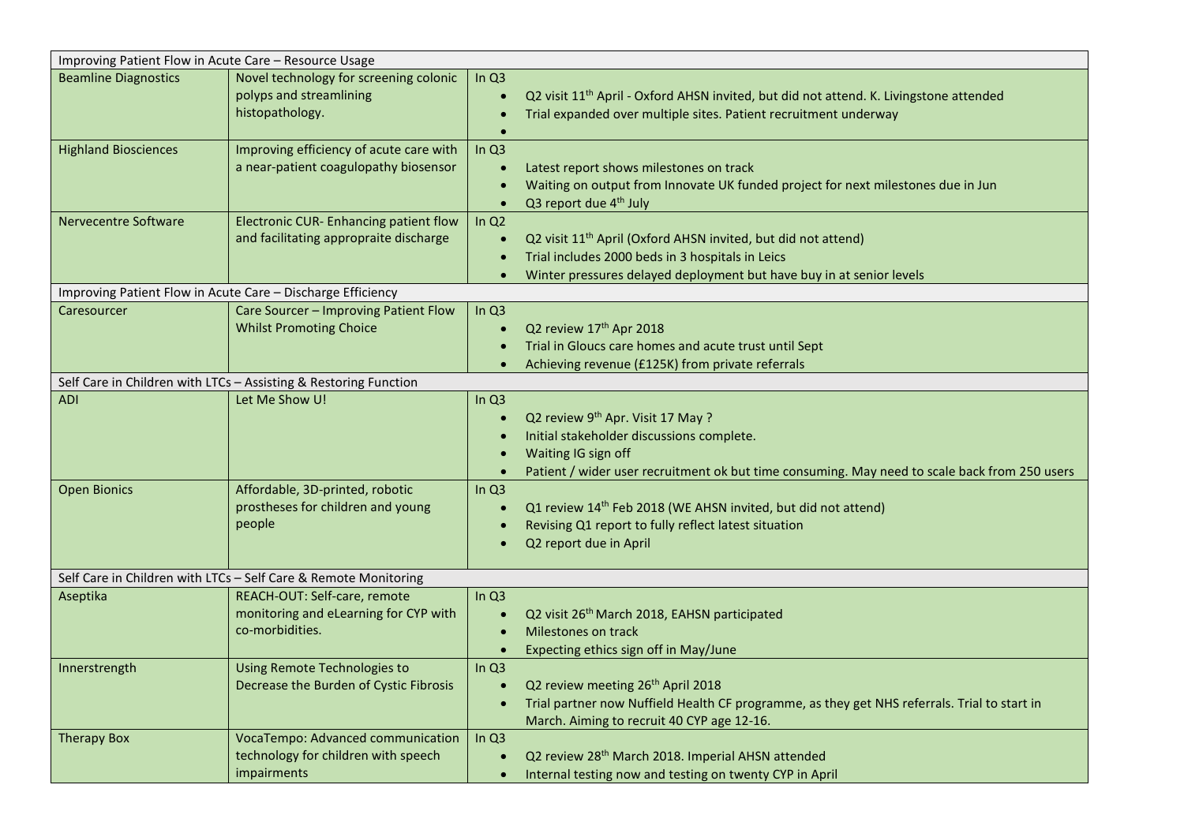| Improving Patient Flow in Acute Care – Resource Usage | | |
|---|---|---|
| Beamline Diagnostics | Novel technology for screening colonic polyps and streamlining histopathology. | In Q3<br>• Q2 visit 11th April - Oxford AHSN invited, but did not attend. K. Livingstone attended<br>• Trial expanded over multiple sites. Patient recruitment underway<br>• |
| Highland Biosciences | Improving efficiency of acute care with a near-patient coagulopathy biosensor | In Q3<br>• Latest report shows milestones on track<br>• Waiting on output from Innovate UK funded project for next milestones due in Jun<br>• Q3 report due 4th July |
| Nervecentre Software | Electronic CUR- Enhancing patient flow and facilitating approprаite discharge | In Q2<br>• Q2 visit 11th April (Oxford AHSN invited, but did not attend)<br>• Trial includes 2000 beds in 3 hospitals in Leics<br>• Winter pressures delayed deployment but have buy in at senior levels |
| **Improving Patient Flow in Acute Care – Discharge Efficiency** | | |
| Caresourcer | Care Sourcer – Improving Patient Flow Whilst Promoting Choice | In Q3<br>• Q2 review 17th Apr 2018<br>• Trial in Gloucs care homes and acute trust until Sept<br>• Achieving revenue (£125K) from private referrals |
| **Self Care in Children with LTCs – Assisting & Restoring Function** | | |
| ADI | Let Me Show U! | In Q3<br>• Q2 review 9th Apr. Visit 17 May ?<br>• Initial stakeholder discussions complete.<br>• Waiting IG sign off<br>• Patient / wider user recruitment ok but time consuming. May need to scale back from 250 users |
| Open Bionics | Affordable, 3D-printed, robotic prostheses for children and young people | In Q3<br>• Q1 review 14th Feb 2018 (WE AHSN invited, but did not attend)<br>• Revising Q1 report to fully reflect latest situation<br>• Q2 report due in April |
| **Self Care in Children with LTCs – Self Care & Remote Monitoring** | | |
| Aseptika | REACH-OUT: Self-care, remote monitoring and eLearning for CYP with co-morbidities. | In Q3<br>• Q2 visit 26th March 2018, EAHSN participated<br>• Milestones on track<br>• Expecting ethics sign off in May/June |
| Innerstrength | Using Remote Technologies to Decrease the Burden of Cystic Fibrosis | In Q3<br>• Q2 review meeting 26th April 2018<br>• Trial partner now Nuffield Health CF programme, as they get NHS referrals. Trial to start in March. Aiming to recruit 40 CYP age 12-16. |
| Therapy Box | VocaTempo: Advanced communication technology for children with speech impairments | In Q3<br>• Q2 review 28th March 2018. Imperial AHSN attended<br>• Internal testing now and testing on twenty CYP in April |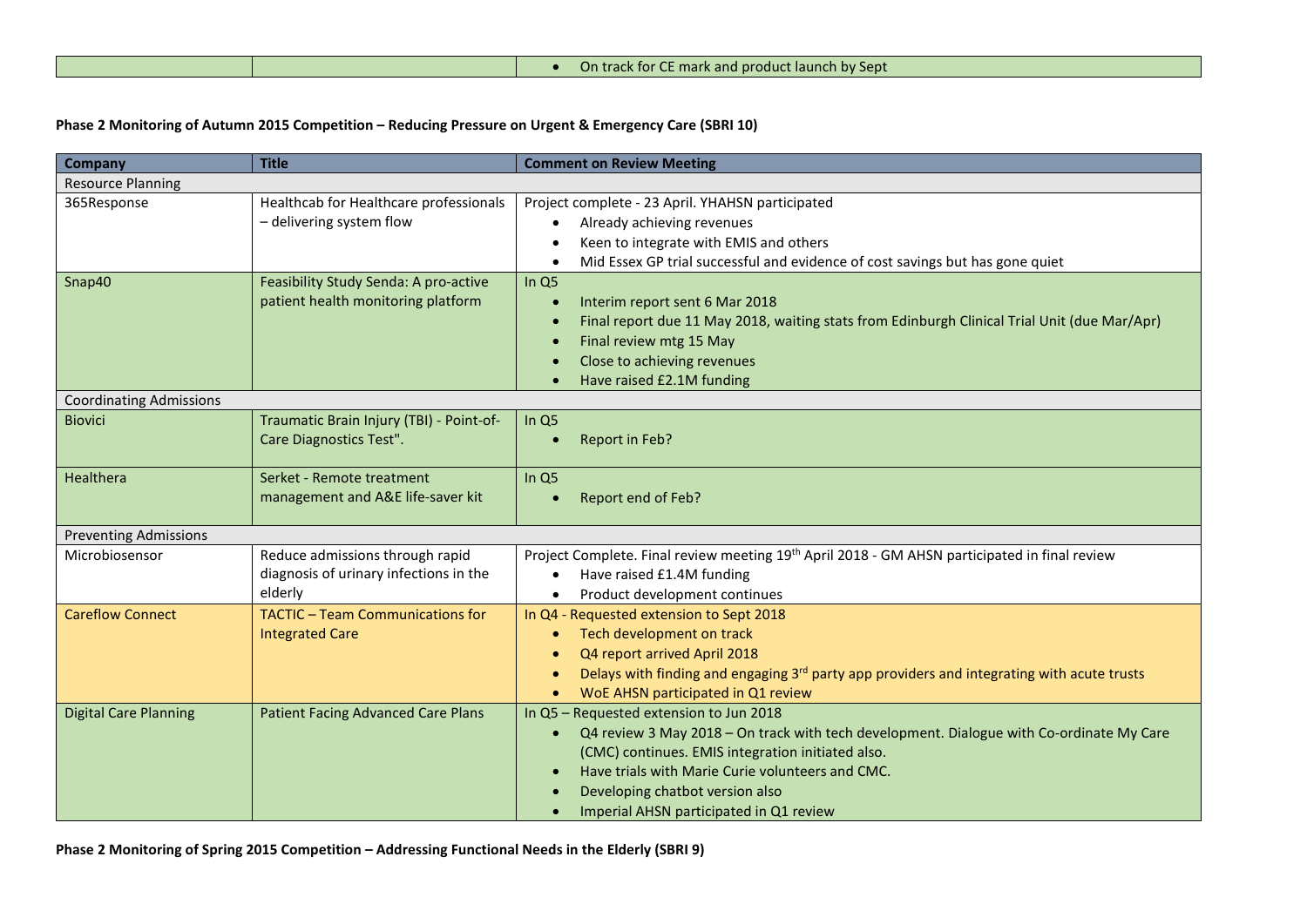| | | • On track for CE mark and product launch by Sept |
|---|---|---|

**Phase 2 Monitoring of Autumn 2015 Competition – Reducing Pressure on Urgent & Emergency Care (SBRI 10)**

| Company | Title | Comment on Review Meeting |
|---|---|---|
| Resource Planning | | |
| 365Response | Healthcab for Healthcare professionals – delivering system flow | Project complete - 23 April. YHAHSN participated<br>• Already achieving revenues<br>• Keen to integrate with EMIS and others<br>• Mid Essex GP trial successful and evidence of cost savings but has gone quiet |
| Snap40 | Feasibility Study Senda: A pro-active patient health monitoring platform | In Q5<br>• Interim report sent 6 Mar 2018<br>• Final report due 11 May 2018, waiting stats from Edinburgh Clinical Trial Unit (due Mar/Apr)<br>• Final review mtg 15 May<br>• Close to achieving revenues<br>• Have raised £2.1M funding |
| Coordinating Admissions | | |
| Biovici | Traumatic Brain Injury (TBI) - Point-of-Care Diagnostics Test". | In Q5<br>• Report in Feb? |
| Healthera | Serket - Remote treatment management and A&E life-saver kit | In Q5<br>• Report end of Feb? |
| Preventing Admissions | | |
| Microbiosensor | Reduce admissions through rapid diagnosis of urinary infections in the elderly | Project Complete. Final review meeting 19th April 2018 - GM AHSN participated in final review<br>• Have raised £1.4M funding<br>• Product development continues |
| Careflow Connect | TACTIC – Team Communications for Integrated Care | In Q4 - Requested extension to Sept 2018<br>• Tech development on track<br>• Q4 report arrived April 2018<br>• Delays with finding and engaging 3rd party app providers and integrating with acute trusts<br>• WoE AHSN participated in Q1 review |
| Digital Care Planning | Patient Facing Advanced Care Plans | In Q5 – Requested extension to Jun 2018<br>• Q4 review 3 May 2018 – On track with tech development. Dialogue with Co-ordinate My Care (CMC) continues. EMIS integration initiated also.<br>• Have trials with Marie Curie volunteers and CMC.<br>• Developing chatbot version also<br>• Imperial AHSN participated in Q1 review |

**Phase 2 Monitoring of Spring 2015 Competition – Addressing Functional Needs in the Elderly (SBRI 9)**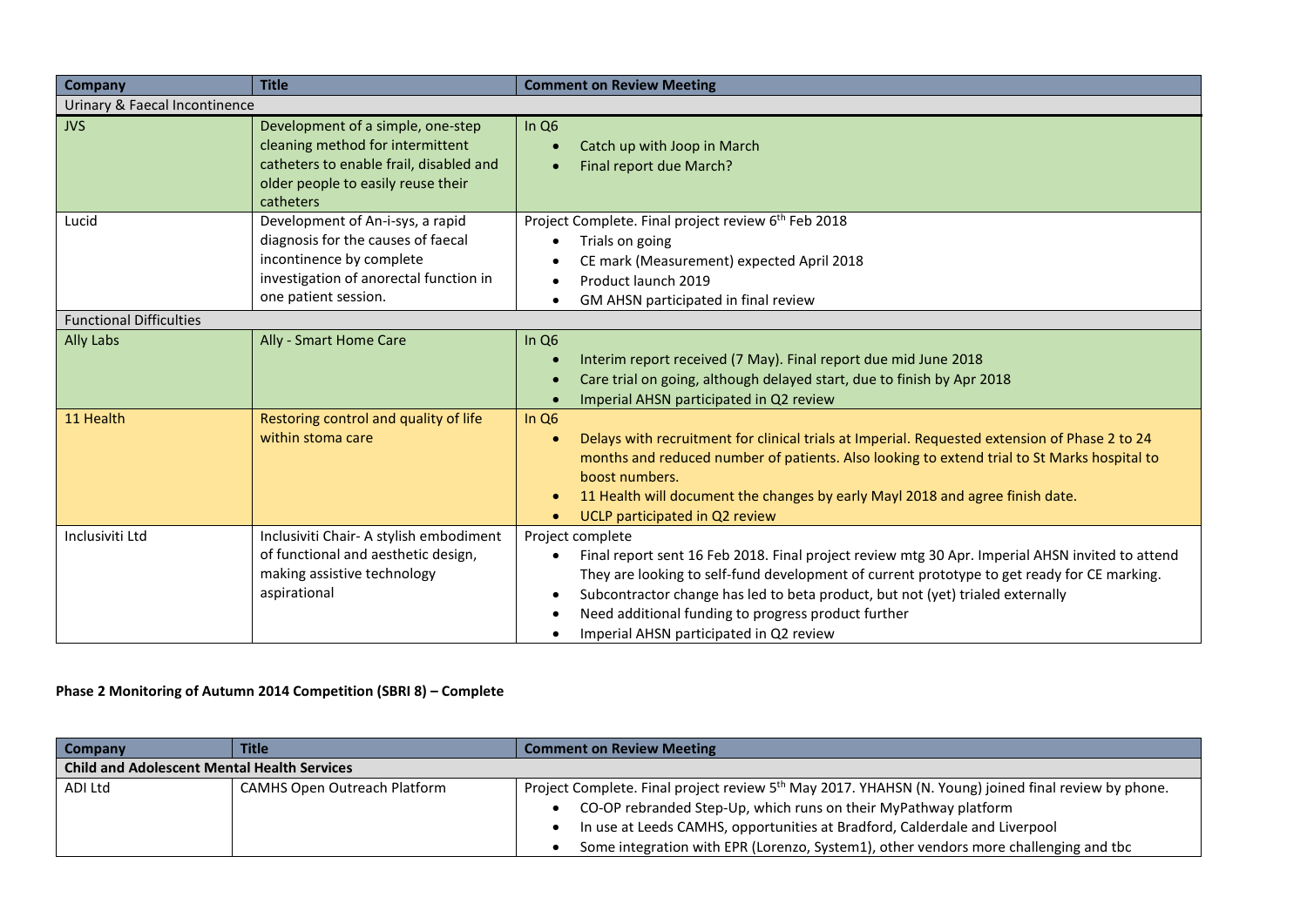| Company | Title | Comment on Review Meeting |
| --- | --- | --- |
| Urinary & Faecal Incontinence | | |
| JVS | Development of a simple, one-step cleaning method for intermittent catheters to enable frail, disabled and older people to easily reuse their catheters | In Q6<br>• Catch up with Joop in March<br>• Final report due March? |
| Lucid | Development of An-i-sys, a rapid diagnosis for the causes of faecal incontinence by complete investigation of anorectal function in one patient session. | Project Complete. Final project review 6th Feb 2018<br>• Trials on going<br>• CE mark (Measurement) expected April 2018<br>• Product launch 2019<br>• GM AHSN participated in final review |
| Functional Difficulties | | |
| Ally Labs | Ally - Smart Home Care | In Q6<br>• Interim report received (7 May). Final report due mid June 2018<br>• Care trial on going, although delayed start, due to finish by Apr 2018<br>• Imperial AHSN participated in Q2 review |
| 11 Health | Restoring control and quality of life within stoma care | In Q6<br>• Delays with recruitment for clinical trials at Imperial. Requested extension of Phase 2 to 24 months and reduced number of patients. Also looking to extend trial to St Marks hospital to boost numbers.<br>• 11 Health will document the changes by early Mayl 2018 and agree finish date.<br>• UCLP participated in Q2 review |
| Inclusiviti Ltd | Inclusiviti Chair- A stylish embodiment of functional and aesthetic design, making assistive technology aspirational | Project complete<br>• Final report sent 16 Feb 2018. Final project review mtg 30 Apr. Imperial AHSN invited to attend They are looking to self-fund development of current prototype to get ready for CE marking.<br>• Subcontractor change has led to beta product, but not (yet) trialed externally<br>• Need additional funding to progress product further<br>• Imperial AHSN participated in Q2 review |

**Phase 2 Monitoring of Autumn 2014 Competition (SBRI 8) – Complete**

| Company | Title | Comment on Review Meeting |
| --- | --- | --- |
| **Child and Adolescent Mental Health Services** | | |
| ADI Ltd | CAMHS Open Outreach Platform | Project Complete. Final project review 5th May 2017. YHAHSN (N. Young) joined final review by phone.<br>• CO-OP rebranded Step-Up, which runs on their MyPathway platform<br>• In use at Leeds CAMHS, opportunities at Bradford, Calderdale and Liverpool<br>• Some integration with EPR (Lorenzo, System1), other vendors more challenging and tbc |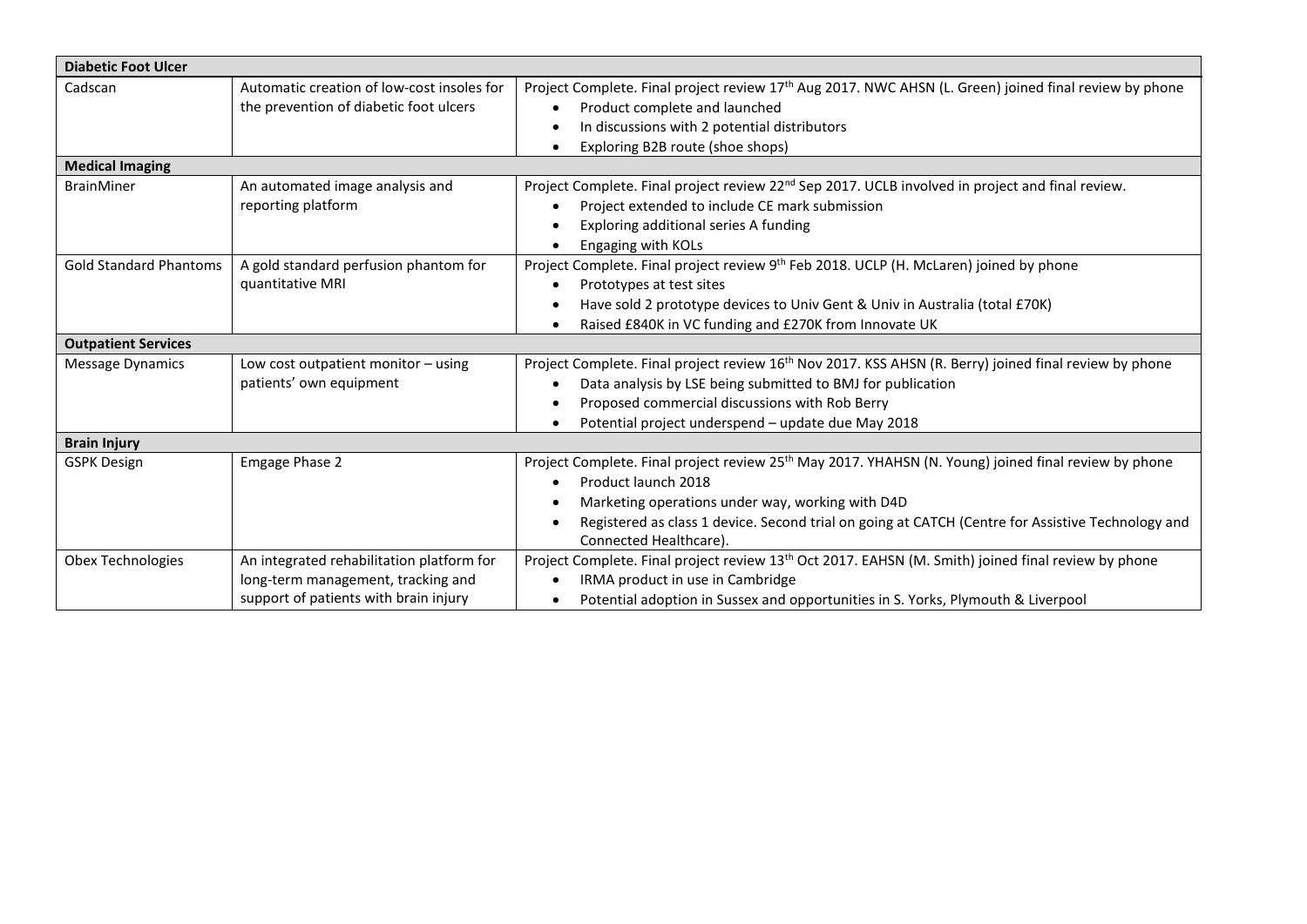| | | |
|---|---|---|
| **Diabetic Foot Ulcer** | | |
| Cadscan | Automatic creation of low-cost insoles for the prevention of diabetic foot ulcers | Project Complete. Final project review 17th Aug 2017. NWC AHSN (L. Green) joined final review by phone<br>• Product complete and launched<br>• In discussions with 2 potential distributors<br>• Exploring B2B route (shoe shops) |
| **Medical Imaging** | | |
| BrainMiner | An automated image analysis and reporting platform | Project Complete. Final project review 22nd Sep 2017. UCLB involved in project and final review.<br>• Project extended to include CE mark submission<br>• Exploring additional series A funding<br>• Engaging with KOLs |
| Gold Standard Phantoms | A gold standard perfusion phantom for quantitative MRI | Project Complete. Final project review 9th Feb 2018. UCLP (H. McLaren) joined by phone<br>• Prototypes at test sites<br>• Have sold 2 prototype devices to Univ Gent & Univ in Australia (total £70K)<br>• Raised £840K in VC funding and £270K from Innovate UK |
| **Outpatient Services** | | |
| Message Dynamics | Low cost outpatient monitor – using patients' own equipment | Project Complete. Final project review 16th Nov 2017. KSS AHSN (R. Berry) joined final review by phone<br>• Data analysis by LSE being submitted to BMJ for publication<br>• Proposed commercial discussions with Rob Berry<br>• Potential project underspend – update due May 2018 |
| **Brain Injury** | | |
| GSPK Design | Emgage Phase 2 | Project Complete. Final project review 25th May 2017. YHAHSN (N. Young) joined final review by phone<br>• Product launch 2018<br>• Marketing operations under way, working with D4D<br>• Registered as class 1 device. Second trial on going at CATCH (Centre for Assistive Technology and Connected Healthcare). |
| Obex Technologies | An integrated rehabilitation platform for long-term management, tracking and support of patients with brain injury | Project Complete. Final project review 13th Oct 2017. EAHSN (M. Smith) joined final review by phone<br>• IRMA product in use in Cambridge<br>• Potential adoption in Sussex and opportunities in S. Yorks, Plymouth & Liverpool |